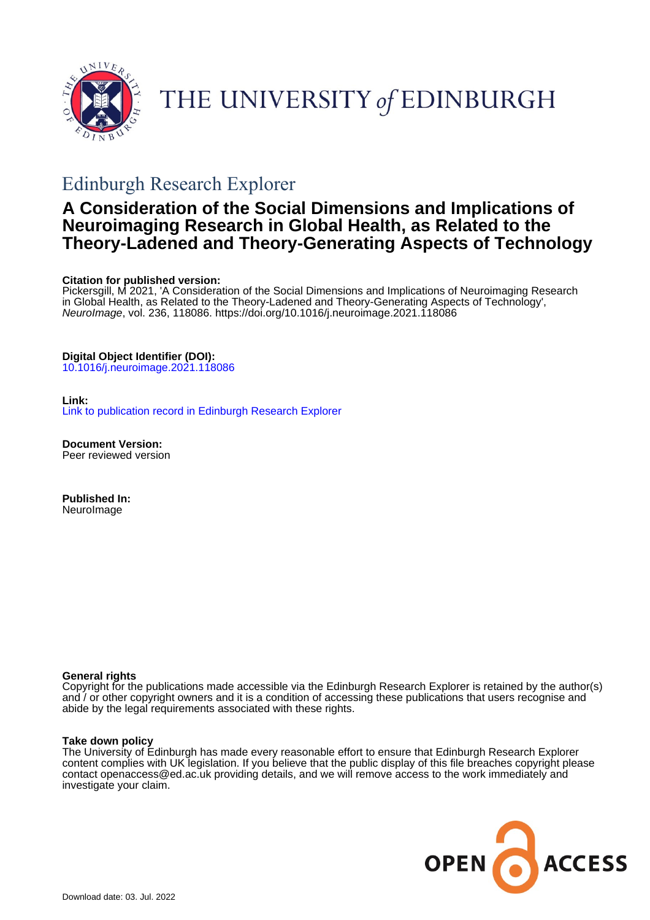THE UNIVERSITY of EDINBURGH

## Edinburgh Research Explorer

# A Consideration of the Social Dimensions and Implications of Neuroimaging Research in Global Health, as Related to the Theory-Ladened and Theory-Generating Aspects of Technology

**Citation for published version:**
Pickersgill, M 2021, 'A Consideration of the Social Dimensions and Implications of Neuroimaging Research in Global Health, as Related to the Theory-Ladened and Theory-Generating Aspects of Technology', *NeuroImage*, vol. 236, 118086. https://doi.org/10.1016/j.neuroimage.2021.118086

**Digital Object Identifier (DOI):**
10.1016/j.neuroimage.2021.118086

**Link:**
Link to publication record in Edinburgh Research Explorer

**Document Version:**
Peer reviewed version

**Published In:**
NeuroImage

**General rights**
Copyright for the publications made accessible via the Edinburgh Research Explorer is retained by the author(s) and / or other copyright owners and it is a condition of accessing these publications that users recognise and abide by the legal requirements associated with these rights.

**Take down policy**
The University of Edinburgh has made every reasonable effort to ensure that Edinburgh Research Explorer content complies with UK legislation. If you believe that the public display of this file breaches copyright please contact openaccess@ed.ac.uk providing details, and we will remove access to the work immediately and investigate your claim.

OPEN ACCESS

Download date: 03. Jul. 2022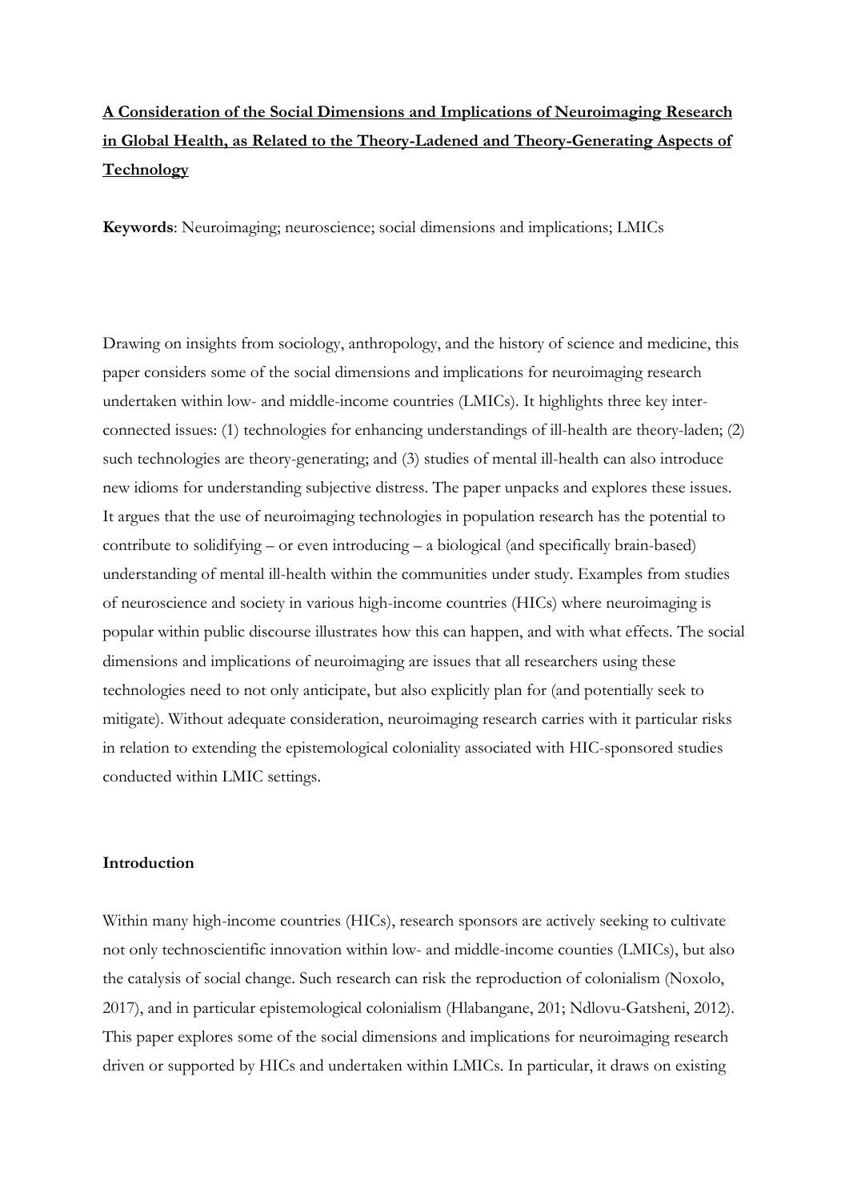**A Consideration of the Social Dimensions and Implications of Neuroimaging Research in Global Health, as Related to the Theory-Ladened and Theory-Generating Aspects of Technology**

**Keywords**: Neuroimaging; neuroscience; social dimensions and implications; LMICs

Drawing on insights from sociology, anthropology, and the history of science and medicine, this paper considers some of the social dimensions and implications for neuroimaging research undertaken within low- and middle-income countries (LMICs). It highlights three key inter-connected issues: (1) technologies for enhancing understandings of ill-health are theory-laden; (2) such technologies are theory-generating; and (3) studies of mental ill-health can also introduce new idioms for understanding subjective distress. The paper unpacks and explores these issues. It argues that the use of neuroimaging technologies in population research has the potential to contribute to solidifying – or even introducing – a biological (and specifically brain-based) understanding of mental ill-health within the communities under study. Examples from studies of neuroscience and society in various high-income countries (HICs) where neuroimaging is popular within public discourse illustrates how this can happen, and with what effects. The social dimensions and implications of neuroimaging are issues that all researchers using these technologies need to not only anticipate, but also explicitly plan for (and potentially seek to mitigate). Without adequate consideration, neuroimaging research carries with it particular risks in relation to extending the epistemological coloniality associated with HIC-sponsored studies conducted within LMIC settings.

## Introduction

Within many high-income countries (HICs), research sponsors are actively seeking to cultivate not only technoscientific innovation within low- and middle-income counties (LMICs), but also the catalysis of social change. Such research can risk the reproduction of colonialism (Noxolo, 2017), and in particular epistemological colonialism (Hlabangane, 201; Ndlovu-Gatsheni, 2012). This paper explores some of the social dimensions and implications for neuroimaging research driven or supported by HICs and undertaken within LMICs. In particular, it draws on existing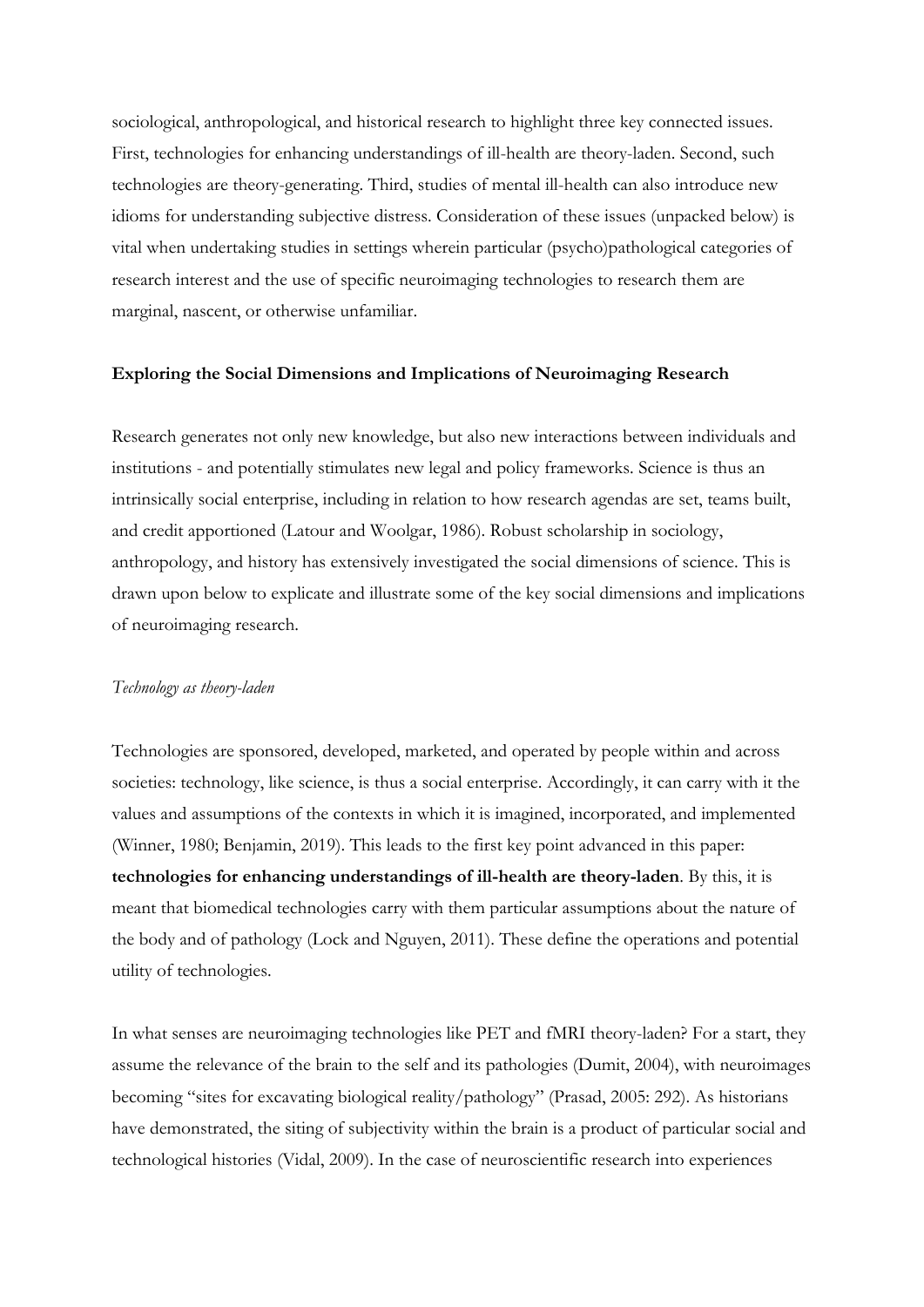sociological, anthropological, and historical research to highlight three key connected issues. First, technologies for enhancing understandings of ill-health are theory-laden. Second, such technologies are theory-generating. Third, studies of mental ill-health can also introduce new idioms for understanding subjective distress. Consideration of these issues (unpacked below) is vital when undertaking studies in settings wherein particular (psycho)pathological categories of research interest and the use of specific neuroimaging technologies to research them are marginal, nascent, or otherwise unfamiliar.

## Exploring the Social Dimensions and Implications of Neuroimaging Research

Research generates not only new knowledge, but also new interactions between individuals and institutions - and potentially stimulates new legal and policy frameworks. Science is thus an intrinsically social enterprise, including in relation to how research agendas are set, teams built, and credit apportioned (Latour and Woolgar, 1986). Robust scholarship in sociology, anthropology, and history has extensively investigated the social dimensions of science. This is drawn upon below to explicate and illustrate some of the key social dimensions and implications of neuroimaging research.

### *Technology as theory-laden*

Technologies are sponsored, developed, marketed, and operated by people within and across societies: technology, like science, is thus a social enterprise. Accordingly, it can carry with it the values and assumptions of the contexts in which it is imagined, incorporated, and implemented (Winner, 1980; Benjamin, 2019). This leads to the first key point advanced in this paper: **technologies for enhancing understandings of ill-health are theory-laden**. By this, it is meant that biomedical technologies carry with them particular assumptions about the nature of the body and of pathology (Lock and Nguyen, 2011). These define the operations and potential utility of technologies.

In what senses are neuroimaging technologies like PET and fMRI theory-laden? For a start, they assume the relevance of the brain to the self and its pathologies (Dumit, 2004), with neuroimages becoming "sites for excavating biological reality/pathology" (Prasad, 2005: 292). As historians have demonstrated, the siting of subjectivity within the brain is a product of particular social and technological histories (Vidal, 2009). In the case of neuroscientific research into experiences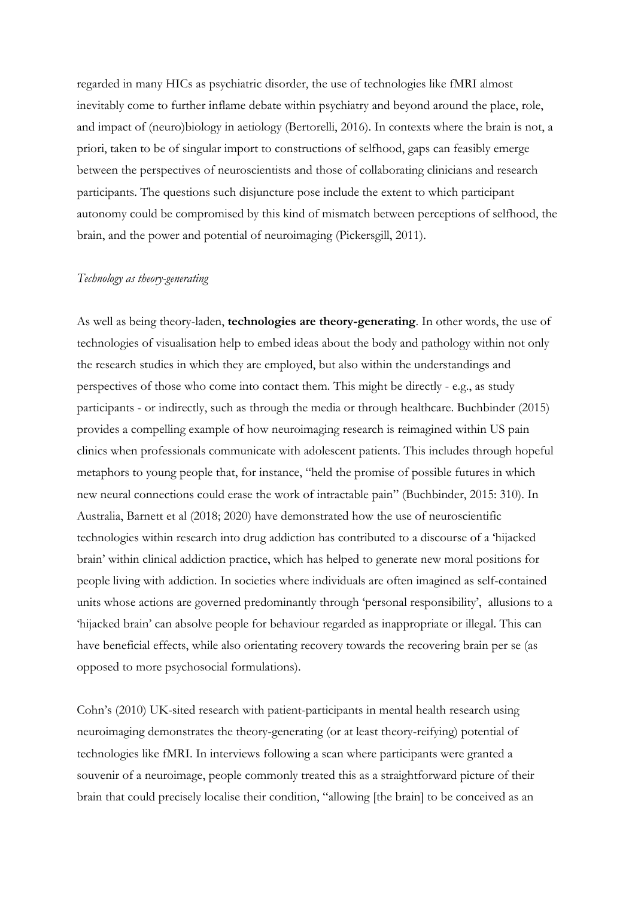regarded in many HICs as psychiatric disorder, the use of technologies like fMRI almost inevitably come to further inflame debate within psychiatry and beyond around the place, role, and impact of (neuro)biology in aetiology (Bertorelli, 2016). In contexts where the brain is not, a priori, taken to be of singular import to constructions of selfhood, gaps can feasibly emerge between the perspectives of neuroscientists and those of collaborating clinicians and research participants. The questions such disjuncture pose include the extent to which participant autonomy could be compromised by this kind of mismatch between perceptions of selfhood, the brain, and the power and potential of neuroimaging (Pickersgill, 2011).

*Technology as theory-generating*

As well as being theory-laden, **technologies are theory-generating**. In other words, the use of technologies of visualisation help to embed ideas about the body and pathology within not only the research studies in which they are employed, but also within the understandings and perspectives of those who come into contact them. This might be directly - e.g., as study participants - or indirectly, such as through the media or through healthcare. Buchbinder (2015) provides a compelling example of how neuroimaging research is reimagined within US pain clinics when professionals communicate with adolescent patients. This includes through hopeful metaphors to young people that, for instance, "held the promise of possible futures in which new neural connections could erase the work of intractable pain" (Buchbinder, 2015: 310). In Australia, Barnett et al (2018; 2020) have demonstrated how the use of neuroscientific technologies within research into drug addiction has contributed to a discourse of a 'hijacked brain' within clinical addiction practice, which has helped to generate new moral positions for people living with addiction. In societies where individuals are often imagined as self-contained units whose actions are governed predominantly through 'personal responsibility', allusions to a 'hijacked brain' can absolve people for behaviour regarded as inappropriate or illegal. This can have beneficial effects, while also orientating recovery towards the recovering brain per se (as opposed to more psychosocial formulations).

Cohn's (2010) UK-sited research with patient-participants in mental health research using neuroimaging demonstrates the theory-generating (or at least theory-reifying) potential of technologies like fMRI. In interviews following a scan where participants were granted a souvenir of a neuroimage, people commonly treated this as a straightforward picture of their brain that could precisely localise their condition, "allowing [the brain] to be conceived as an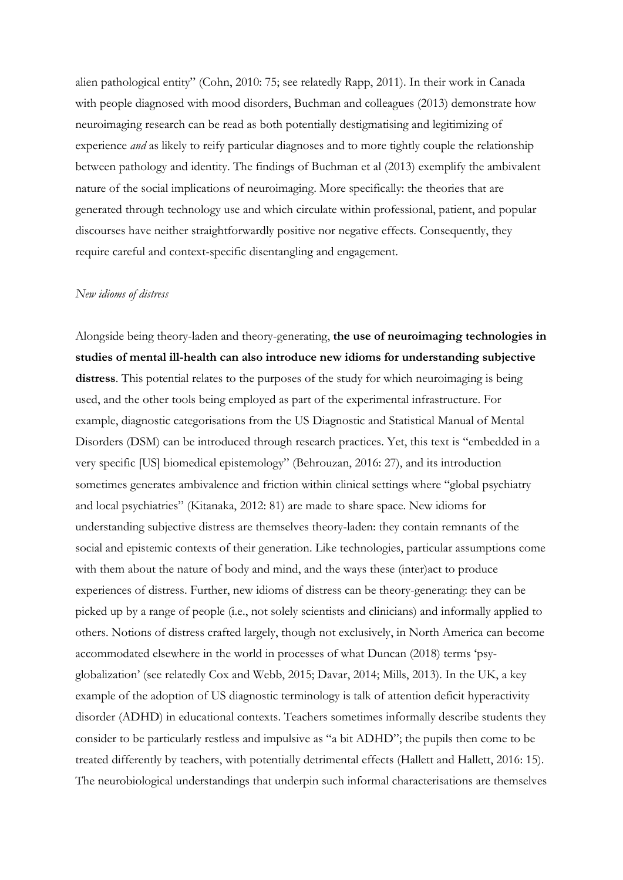alien pathological entity" (Cohn, 2010: 75; see relatedly Rapp, 2011). In their work in Canada with people diagnosed with mood disorders, Buchman and colleagues (2013) demonstrate how neuroimaging research can be read as both potentially destigmatising and legitimizing of experience *and* as likely to reify particular diagnoses and to more tightly couple the relationship between pathology and identity. The findings of Buchman et al (2013) exemplify the ambivalent nature of the social implications of neuroimaging. More specifically: the theories that are generated through technology use and which circulate within professional, patient, and popular discourses have neither straightforwardly positive nor negative effects. Consequently, they require careful and context-specific disentangling and engagement.

*New idioms of distress*

Alongside being theory-laden and theory-generating, **the use of neuroimaging technologies in studies of mental ill-health can also introduce new idioms for understanding subjective distress**. This potential relates to the purposes of the study for which neuroimaging is being used, and the other tools being employed as part of the experimental infrastructure. For example, diagnostic categorisations from the US Diagnostic and Statistical Manual of Mental Disorders (DSM) can be introduced through research practices. Yet, this text is "embedded in a very specific [US] biomedical epistemology" (Behrouzan, 2016: 27), and its introduction sometimes generates ambivalence and friction within clinical settings where "global psychiatry and local psychiatries" (Kitanaka, 2012: 81) are made to share space. New idioms for understanding subjective distress are themselves theory-laden: they contain remnants of the social and epistemic contexts of their generation. Like technologies, particular assumptions come with them about the nature of body and mind, and the ways these (inter)act to produce experiences of distress. Further, new idioms of distress can be theory-generating: they can be picked up by a range of people (i.e., not solely scientists and clinicians) and informally applied to others. Notions of distress crafted largely, though not exclusively, in North America can become accommodated elsewhere in the world in processes of what Duncan (2018) terms 'psy-globalization' (see relatedly Cox and Webb, 2015; Davar, 2014; Mills, 2013). In the UK, a key example of the adoption of US diagnostic terminology is talk of attention deficit hyperactivity disorder (ADHD) in educational contexts. Teachers sometimes informally describe students they consider to be particularly restless and impulsive as "a bit ADHD"; the pupils then come to be treated differently by teachers, with potentially detrimental effects (Hallett and Hallett, 2016: 15). The neurobiological understandings that underpin such informal characterisations are themselves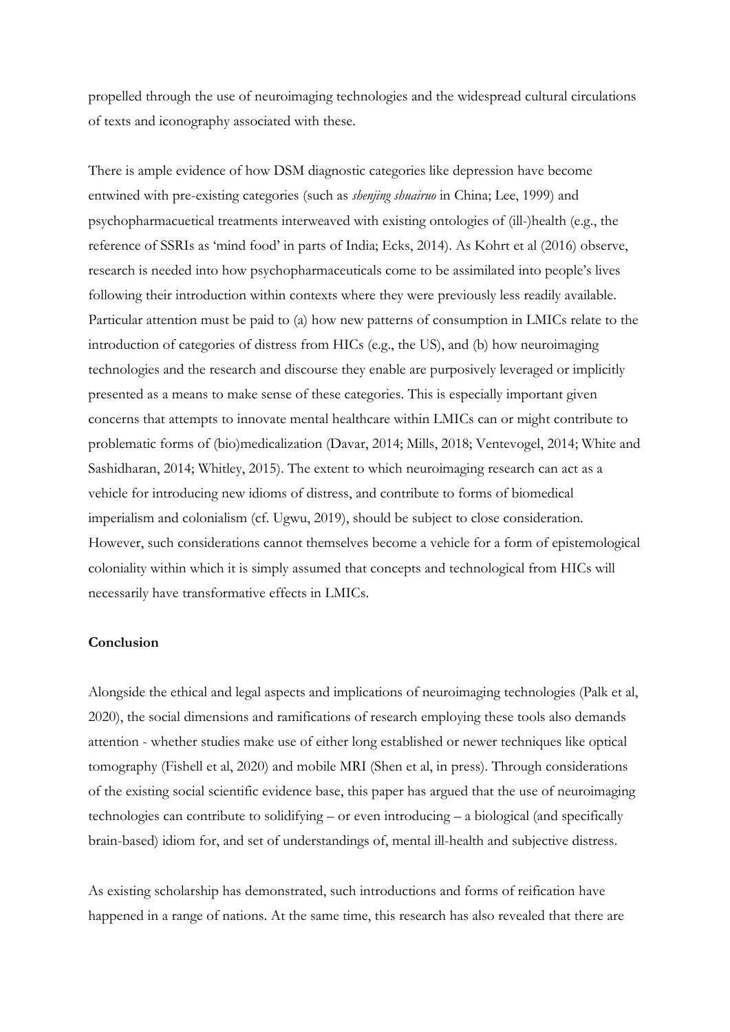propelled through the use of neuroimaging technologies and the widespread cultural circulations of texts and iconography associated with these.

There is ample evidence of how DSM diagnostic categories like depression have become entwined with pre-existing categories (such as *shenjing shuairuo* in China; Lee, 1999) and psychopharmacuetical treatments interweaved with existing ontologies of (ill-)health (e.g., the reference of SSRIs as 'mind food' in parts of India; Ecks, 2014). As Kohrt et al (2016) observe, research is needed into how psychopharmaceuticals come to be assimilated into people's lives following their introduction within contexts where they were previously less readily available. Particular attention must be paid to (a) how new patterns of consumption in LMICs relate to the introduction of categories of distress from HICs (e.g., the US), and (b) how neuroimaging technologies and the research and discourse they enable are purposively leveraged or implicitly presented as a means to make sense of these categories. This is especially important given concerns that attempts to innovate mental healthcare within LMICs can or might contribute to problematic forms of (bio)medicalization (Davar, 2014; Mills, 2018; Ventevogel, 2014; White and Sashidharan, 2014; Whitley, 2015). The extent to which neuroimaging research can act as a vehicle for introducing new idioms of distress, and contribute to forms of biomedical imperialism and colonialism (cf. Ugwu, 2019), should be subject to close consideration. However, such considerations cannot themselves become a vehicle for a form of epistemological coloniality within which it is simply assumed that concepts and technological from HICs will necessarily have transformative effects in LMICs.

**Conclusion**

Alongside the ethical and legal aspects and implications of neuroimaging technologies (Palk et al, 2020), the social dimensions and ramifications of research employing these tools also demands attention - whether studies make use of either long established or newer techniques like optical tomography (Fishell et al, 2020) and mobile MRI (Shen et al, in press). Through considerations of the existing social scientific evidence base, this paper has argued that the use of neuroimaging technologies can contribute to solidifying – or even introducing – a biological (and specifically brain-based) idiom for, and set of understandings of, mental ill-health and subjective distress.

As existing scholarship has demonstrated, such introductions and forms of reification have happened in a range of nations. At the same time, this research has also revealed that there are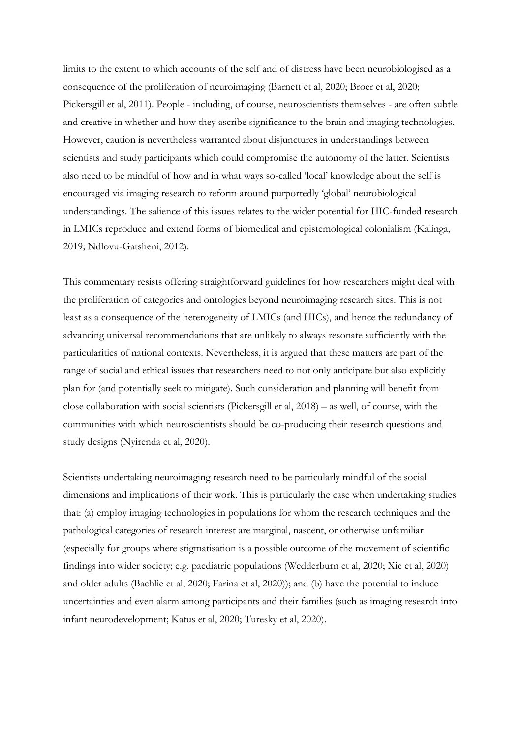limits to the extent to which accounts of the self and of distress have been neurobiologised as a consequence of the proliferation of neuroimaging (Barnett et al, 2020; Broer et al, 2020; Pickersgill et al, 2011). People - including, of course, neuroscientists themselves - are often subtle and creative in whether and how they ascribe significance to the brain and imaging technologies. However, caution is nevertheless warranted about disjunctures in understandings between scientists and study participants which could compromise the autonomy of the latter. Scientists also need to be mindful of how and in what ways so-called 'local' knowledge about the self is encouraged via imaging research to reform around purportedly 'global' neurobiological understandings. The salience of this issues relates to the wider potential for HIC-funded research in LMICs reproduce and extend forms of biomedical and epistemological colonialism (Kalinga, 2019; Ndlovu-Gatsheni, 2012).

This commentary resists offering straightforward guidelines for how researchers might deal with the proliferation of categories and ontologies beyond neuroimaging research sites. This is not least as a consequence of the heterogeneity of LMICs (and HICs), and hence the redundancy of advancing universal recommendations that are unlikely to always resonate sufficiently with the particularities of national contexts. Nevertheless, it is argued that these matters are part of the range of social and ethical issues that researchers need to not only anticipate but also explicitly plan for (and potentially seek to mitigate). Such consideration and planning will benefit from close collaboration with social scientists (Pickersgill et al, 2018) – as well, of course, with the communities with which neuroscientists should be co-producing their research questions and study designs (Nyirenda et al, 2020).

Scientists undertaking neuroimaging research need to be particularly mindful of the social dimensions and implications of their work. This is particularly the case when undertaking studies that: (a) employ imaging technologies in populations for whom the research techniques and the pathological categories of research interest are marginal, nascent, or otherwise unfamiliar (especially for groups where stigmatisation is a possible outcome of the movement of scientific findings into wider society; e.g. paediatric populations (Wedderburn et al, 2020; Xie et al, 2020) and older adults (Bachlie et al, 2020; Farina et al, 2020)); and (b) have the potential to induce uncertainties and even alarm among participants and their families (such as imaging research into infant neurodevelopment; Katus et al, 2020; Turesky et al, 2020).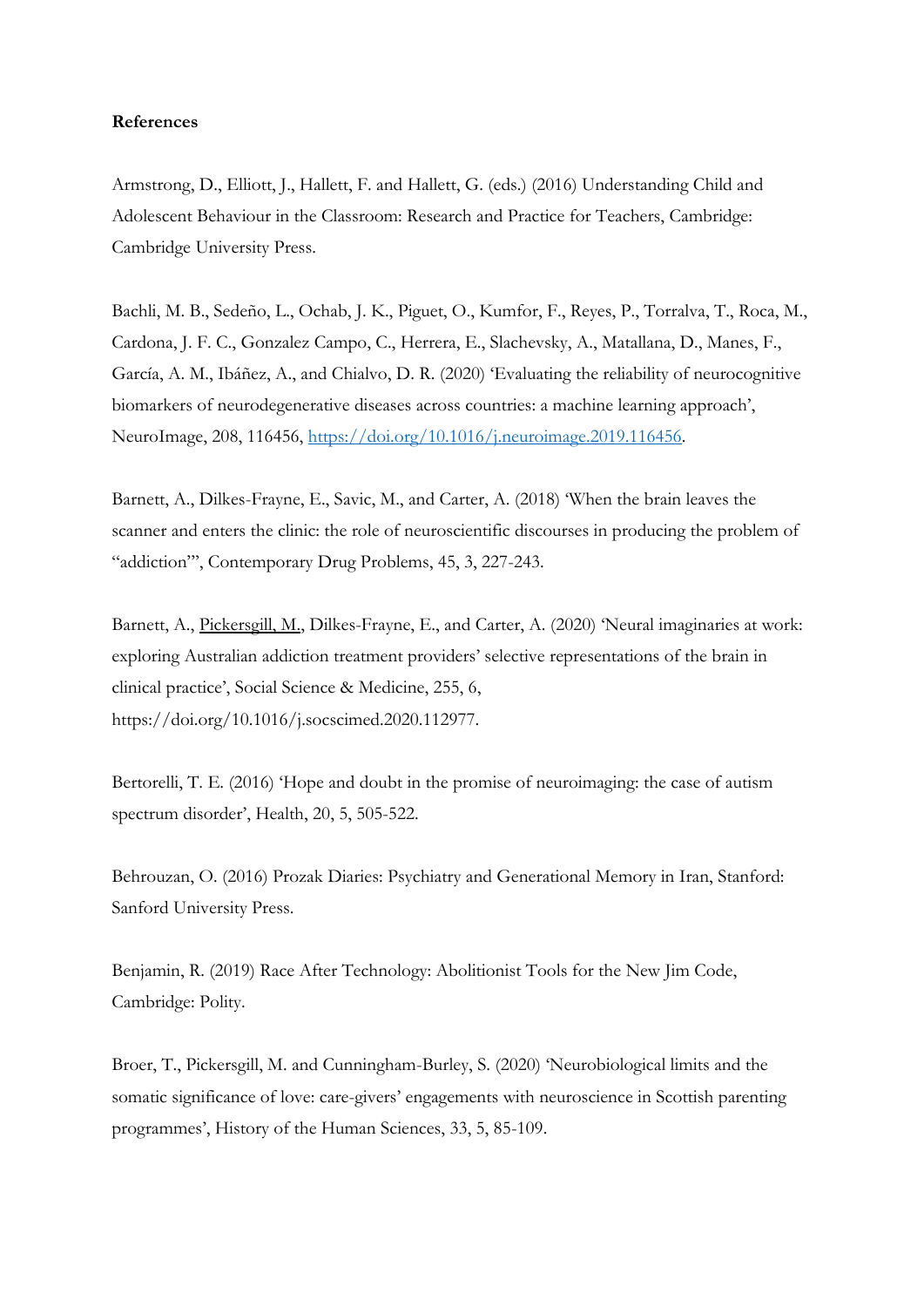**References**

Armstrong, D., Elliott, J., Hallett, F. and Hallett, G. (eds.) (2016) Understanding Child and Adolescent Behaviour in the Classroom: Research and Practice for Teachers, Cambridge: Cambridge University Press.

Bachli, M. B., Sedeño, L., Ochab, J. K., Piguet, O., Kumfor, F., Reyes, P., Torralva, T., Roca, M., Cardona, J. F. C., Gonzalez Campo, C., Herrera, E., Slachevsky, A., Matallana, D., Manes, F., García, A. M., Ibáñez, A., and Chialvo, D. R. (2020) 'Evaluating the reliability of neurocognitive biomarkers of neurodegenerative diseases across countries: a machine learning approach', NeuroImage, 208, 116456, https://doi.org/10.1016/j.neuroimage.2019.116456.

Barnett, A., Dilkes-Frayne, E., Savic, M., and Carter, A. (2018) 'When the brain leaves the scanner and enters the clinic: the role of neuroscientific discourses in producing the problem of "addiction"', Contemporary Drug Problems, 45, 3, 227-243.

Barnett, A., Pickersgill, M., Dilkes-Frayne, E., and Carter, A. (2020) 'Neural imaginaries at work: exploring Australian addiction treatment providers' selective representations of the brain in clinical practice', Social Science & Medicine, 255, 6, https://doi.org/10.1016/j.socscimed.2020.112977.

Bertorelli, T. E. (2016) 'Hope and doubt in the promise of neuroimaging: the case of autism spectrum disorder', Health, 20, 5, 505-522.

Behrouzan, O. (2016) Prozak Diaries: Psychiatry and Generational Memory in Iran, Stanford: Sanford University Press.

Benjamin, R. (2019) Race After Technology: Abolitionist Tools for the New Jim Code, Cambridge: Polity.

Broer, T., Pickersgill, M. and Cunningham-Burley, S. (2020) 'Neurobiological limits and the somatic significance of love: care-givers' engagements with neuroscience in Scottish parenting programmes', History of the Human Sciences, 33, 5, 85-109.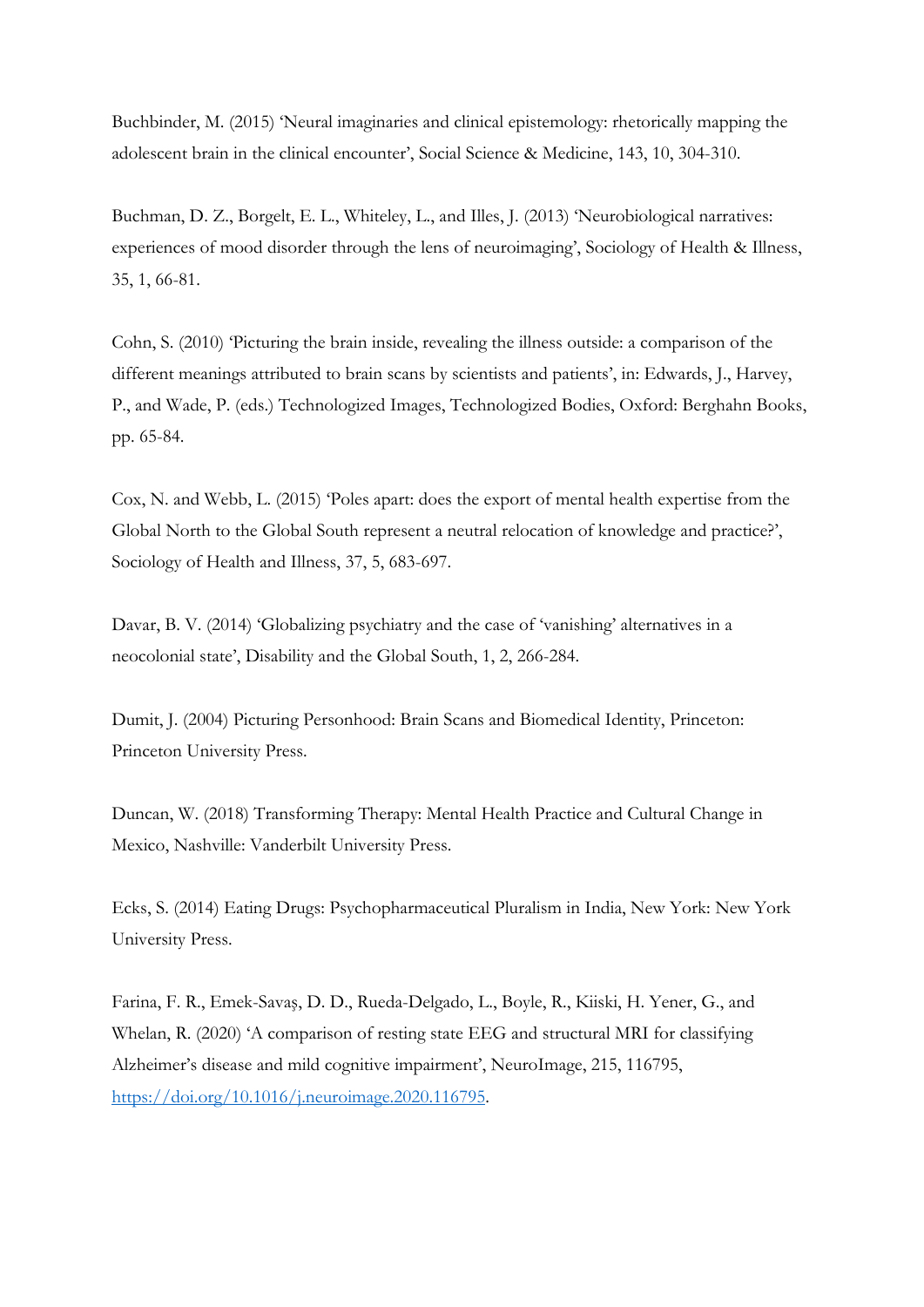Buchbinder, M. (2015) 'Neural imaginaries and clinical epistemology: rhetorically mapping the adolescent brain in the clinical encounter', Social Science & Medicine, 143, 10, 304-310.

Buchman, D. Z., Borgelt, E. L., Whiteley, L., and Illes, J. (2013) 'Neurobiological narratives: experiences of mood disorder through the lens of neuroimaging', Sociology of Health & Illness, 35, 1, 66-81.

Cohn, S. (2010) 'Picturing the brain inside, revealing the illness outside: a comparison of the different meanings attributed to brain scans by scientists and patients', in: Edwards, J., Harvey, P., and Wade, P. (eds.) Technologized Images, Technologized Bodies, Oxford: Berghahn Books, pp. 65-84.

Cox, N. and Webb, L. (2015) 'Poles apart: does the export of mental health expertise from the Global North to the Global South represent a neutral relocation of knowledge and practice?', Sociology of Health and Illness, 37, 5, 683-697.

Davar, B. V. (2014) 'Globalizing psychiatry and the case of 'vanishing' alternatives in a neocolonial state', Disability and the Global South, 1, 2, 266-284.

Dumit, J. (2004) Picturing Personhood: Brain Scans and Biomedical Identity, Princeton: Princeton University Press.

Duncan, W. (2018) Transforming Therapy: Mental Health Practice and Cultural Change in Mexico, Nashville: Vanderbilt University Press.

Ecks, S. (2014) Eating Drugs: Psychopharmaceutical Pluralism in India, New York: New York University Press.

Farina, F. R., Emek-Savaş, D. D., Rueda-Delgado, L., Boyle, R., Kiiski, H. Yener, G., and Whelan, R. (2020) 'A comparison of resting state EEG and structural MRI for classifying Alzheimer's disease and mild cognitive impairment', NeuroImage, 215, 116795, https://doi.org/10.1016/j.neuroimage.2020.116795.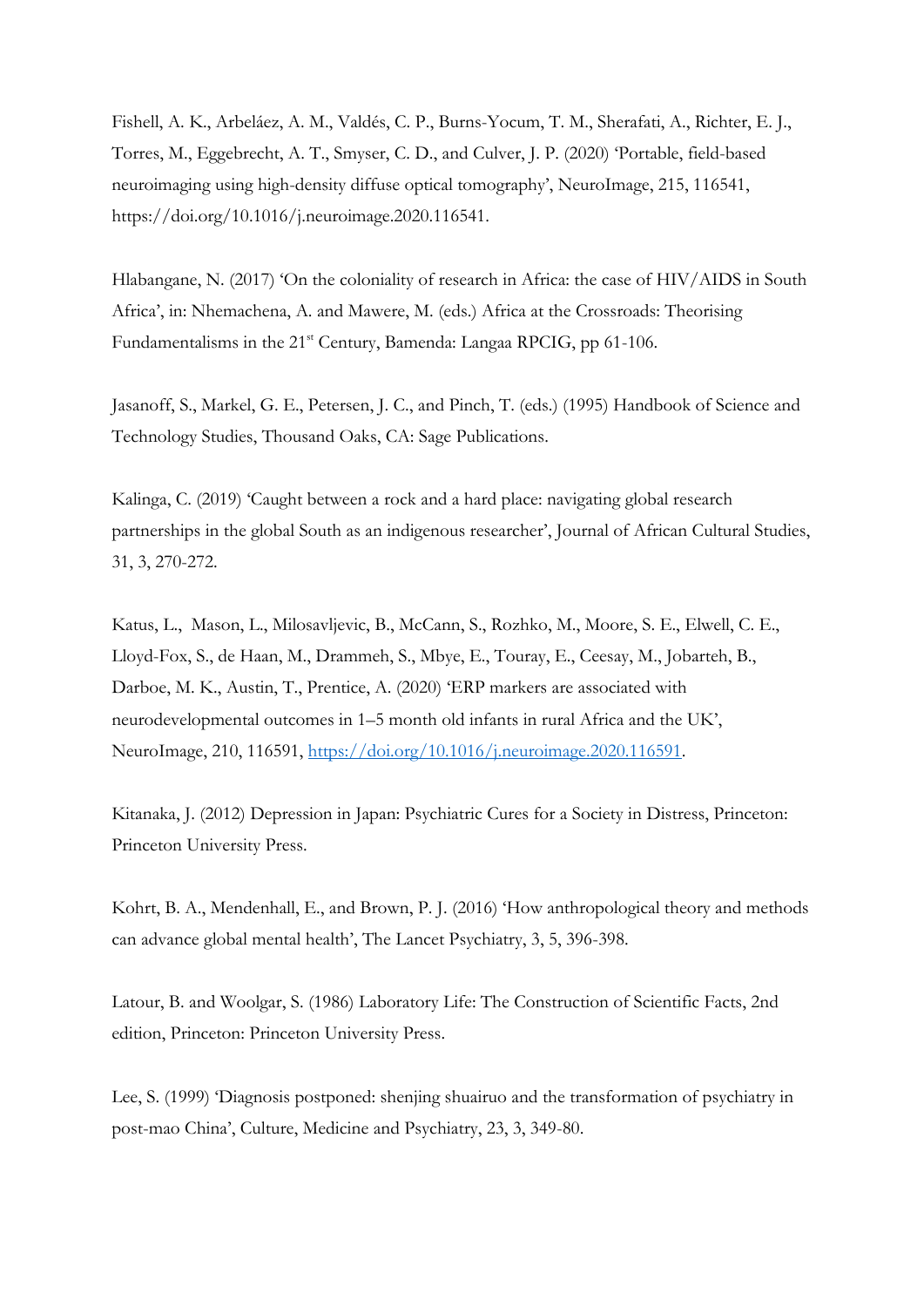Fishell, A. K., Arbeláez, A. M., Valdés, C. P., Burns-Yocum, T. M., Sherafati, A., Richter, E. J., Torres, M., Eggebrecht, A. T., Smyser, C. D., and Culver, J. P. (2020) 'Portable, field-based neuroimaging using high-density diffuse optical tomography', NeuroImage, 215, 116541, https://doi.org/10.1016/j.neuroimage.2020.116541.

Hlabangane, N. (2017) 'On the coloniality of research in Africa: the case of HIV/AIDS in South Africa', in: Nhemachena, A. and Mawere, M. (eds.) Africa at the Crossroads: Theorising Fundamentalisms in the 21st Century, Bamenda: Langaa RPCIG, pp 61-106.

Jasanoff, S., Markel, G. E., Petersen, J. C., and Pinch, T. (eds.) (1995) Handbook of Science and Technology Studies, Thousand Oaks, CA: Sage Publications.

Kalinga, C. (2019) 'Caught between a rock and a hard place: navigating global research partnerships in the global South as an indigenous researcher', Journal of African Cultural Studies, 31, 3, 270-272.

Katus, L., Mason, L., Milosavljevic, B., McCann, S., Rozhko, M., Moore, S. E., Elwell, C. E., Lloyd-Fox, S., de Haan, M., Drammeh, S., Mbye, E., Touray, E., Ceesay, M., Jobarteh, B., Darboe, M. K., Austin, T., Prentice, A. (2020) 'ERP markers are associated with neurodevelopmental outcomes in 1–5 month old infants in rural Africa and the UK', NeuroImage, 210, 116591, https://doi.org/10.1016/j.neuroimage.2020.116591.

Kitanaka, J. (2012) Depression in Japan: Psychiatric Cures for a Society in Distress, Princeton: Princeton University Press.

Kohrt, B. A., Mendenhall, E., and Brown, P. J. (2016) 'How anthropological theory and methods can advance global mental health', The Lancet Psychiatry, 3, 5, 396-398.

Latour, B. and Woolgar, S. (1986) Laboratory Life: The Construction of Scientific Facts, 2nd edition, Princeton: Princeton University Press.

Lee, S. (1999) 'Diagnosis postponed: shenjing shuairuo and the transformation of psychiatry in post-mao China', Culture, Medicine and Psychiatry, 23, 3, 349-80.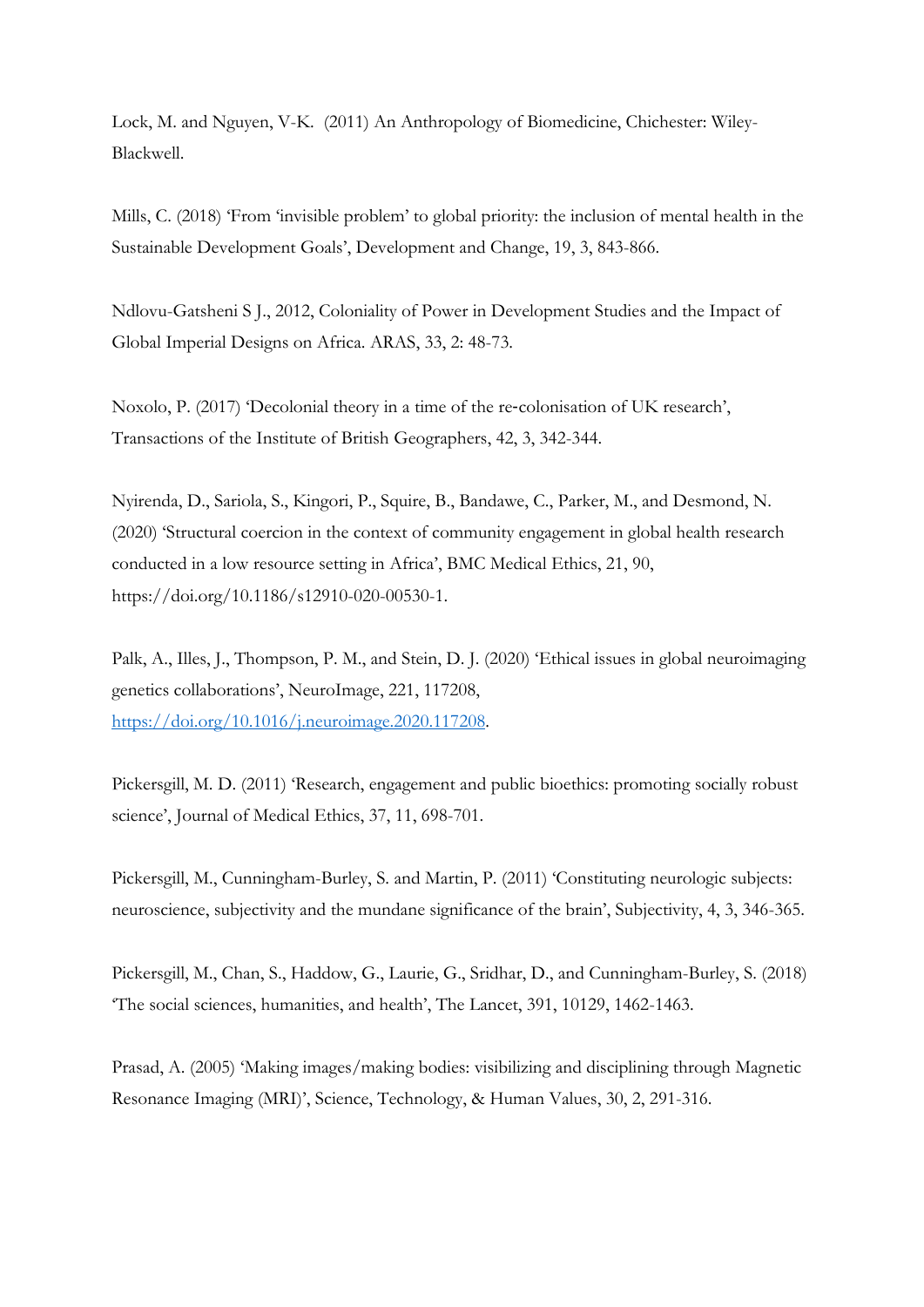Lock, M. and Nguyen, V-K. (2011) An Anthropology of Biomedicine, Chichester: Wiley-Blackwell.

Mills, C. (2018) 'From 'invisible problem' to global priority: the inclusion of mental health in the Sustainable Development Goals', Development and Change, 19, 3, 843-866.

Ndlovu-Gatsheni S J., 2012, Coloniality of Power in Development Studies and the Impact of Global Imperial Designs on Africa. ARAS, 33, 2: 48-73.

Noxolo, P. (2017) 'Decolonial theory in a time of the re-colonisation of UK research', Transactions of the Institute of British Geographers, 42, 3, 342-344.

Nyirenda, D., Sariola, S., Kingori, P., Squire, B., Bandawe, C., Parker, M., and Desmond, N. (2020) 'Structural coercion in the context of community engagement in global health research conducted in a low resource setting in Africa', BMC Medical Ethics, 21, 90, https://doi.org/10.1186/s12910-020-00530-1.

Palk, A., Illes, J., Thompson, P. M., and Stein, D. J. (2020) 'Ethical issues in global neuroimaging genetics collaborations', NeuroImage, 221, 117208, https://doi.org/10.1016/j.neuroimage.2020.117208.

Pickersgill, M. D. (2011) 'Research, engagement and public bioethics: promoting socially robust science', Journal of Medical Ethics, 37, 11, 698-701.

Pickersgill, M., Cunningham-Burley, S. and Martin, P. (2011) 'Constituting neurologic subjects: neuroscience, subjectivity and the mundane significance of the brain', Subjectivity, 4, 3, 346-365.

Pickersgill, M., Chan, S., Haddow, G., Laurie, G., Sridhar, D., and Cunningham-Burley, S. (2018) 'The social sciences, humanities, and health', The Lancet, 391, 10129, 1462-1463.

Prasad, A. (2005) 'Making images/making bodies: visibilizing and disciplining through Magnetic Resonance Imaging (MRI)', Science, Technology, & Human Values, 30, 2, 291-316.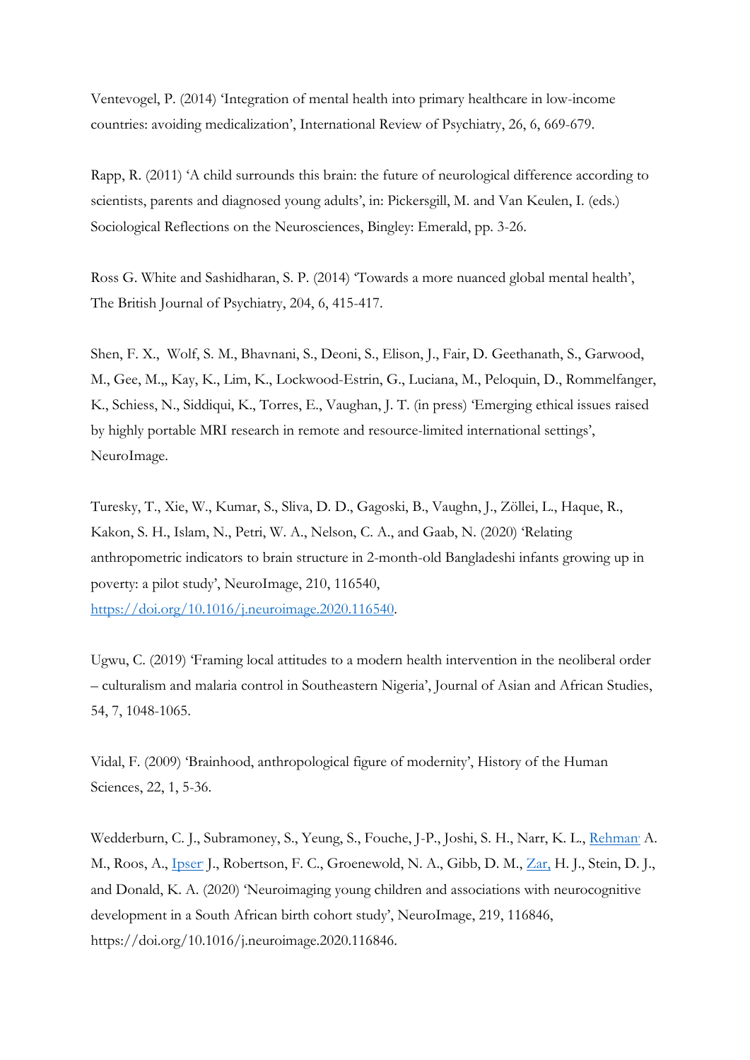Ventevogel, P. (2014) 'Integration of mental health into primary healthcare in low-income countries: avoiding medicalization', International Review of Psychiatry, 26, 6, 669-679.

Rapp, R. (2011) 'A child surrounds this brain: the future of neurological difference according to scientists, parents and diagnosed young adults', in: Pickersgill, M. and Van Keulen, I. (eds.) Sociological Reflections on the Neurosciences, Bingley: Emerald, pp. 3-26.

Ross G. White and Sashidharan, S. P. (2014) 'Towards a more nuanced global mental health', The British Journal of Psychiatry, 204, 6, 415-417.

Shen, F. X., Wolf, S. M., Bhavnani, S., Deoni, S., Elison, J., Fair, D. Geethanath, S., Garwood, M., Gee, M.,, Kay, K., Lim, K., Lockwood-Estrin, G., Luciana, M., Peloquin, D., Rommelfanger, K., Schiess, N., Siddiqui, K., Torres, E., Vaughan, J. T. (in press) 'Emerging ethical issues raised by highly portable MRI research in remote and resource-limited international settings', NeuroImage.

Turesky, T., Xie, W., Kumar, S., Sliva, D. D., Gagoski, B., Vaughn, J., Zöllei, L., Haque, R., Kakon, S. H., Islam, N., Petri, W. A., Nelson, C. A., and Gaab, N. (2020) 'Relating anthropometric indicators to brain structure in 2-month-old Bangladeshi infants growing up in poverty: a pilot study', NeuroImage, 210, 116540, https://doi.org/10.1016/j.neuroimage.2020.116540.

Ugwu, C. (2019) 'Framing local attitudes to a modern health intervention in the neoliberal order – culturalism and malaria control in Southeastern Nigeria', Journal of Asian and African Studies, 54, 7, 1048-1065.

Vidal, F. (2009) 'Brainhood, anthropological figure of modernity', History of the Human Sciences, 22, 1, 5-36.

Wedderburn, C. J., Subramoney, S., Yeung, S., Fouche, J-P., Joshi, S. H., Narr, K. L., Rehman A. M., Roos, A., Ipser J., Robertson, F. C., Groenewold, N. A., Gibb, D. M., Zar, H. J., Stein, D. J., and Donald, K. A. (2020) 'Neuroimaging young children and associations with neurocognitive development in a South African birth cohort study', NeuroImage, 219, 116846, https://doi.org/10.1016/j.neuroimage.2020.116846.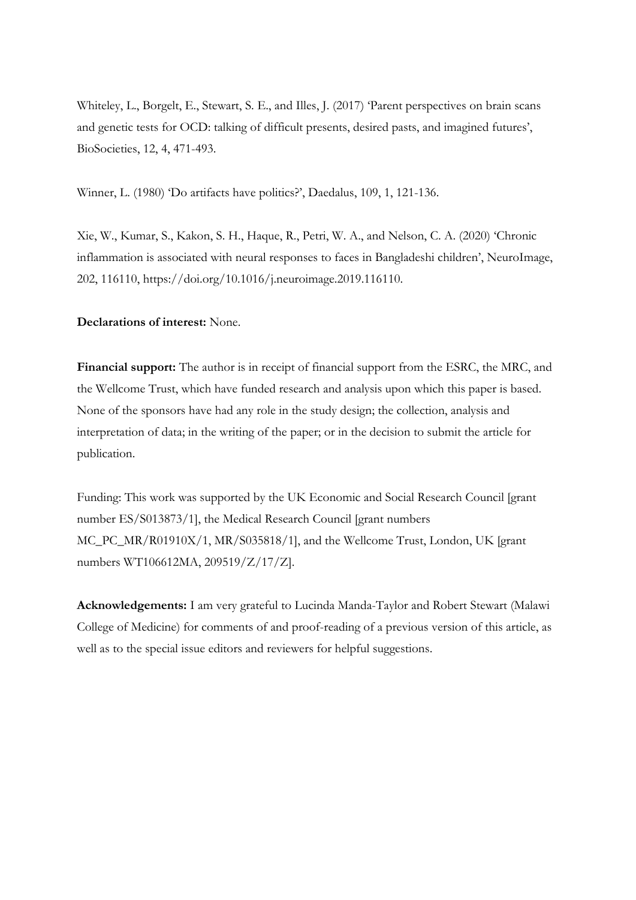Whiteley, L., Borgelt, E., Stewart, S. E., and Illes, J. (2017) 'Parent perspectives on brain scans and genetic tests for OCD: talking of difficult presents, desired pasts, and imagined futures', BioSocieties, 12, 4, 471-493.

Winner, L. (1980) 'Do artifacts have politics?', Daedalus, 109, 1, 121-136.

Xie, W., Kumar, S., Kakon, S. H., Haque, R., Petri, W. A., and Nelson, C. A. (2020) 'Chronic inflammation is associated with neural responses to faces in Bangladeshi children', NeuroImage, 202, 116110, https://doi.org/10.1016/j.neuroimage.2019.116110.

**Declarations of interest:** None.

**Financial support:** The author is in receipt of financial support from the ESRC, the MRC, and the Wellcome Trust, which have funded research and analysis upon which this paper is based. None of the sponsors have had any role in the study design; the collection, analysis and interpretation of data; in the writing of the paper; or in the decision to submit the article for publication.

Funding: This work was supported by the UK Economic and Social Research Council [grant number ES/S013873/1], the Medical Research Council [grant numbers MC_PC_MR/R01910X/1, MR/S035818/1], and the Wellcome Trust, London, UK [grant numbers WT106612MA, 209519/Z/17/Z].

**Acknowledgements:** I am very grateful to Lucinda Manda-Taylor and Robert Stewart (Malawi College of Medicine) for comments of and proof-reading of a previous version of this article, as well as to the special issue editors and reviewers for helpful suggestions.